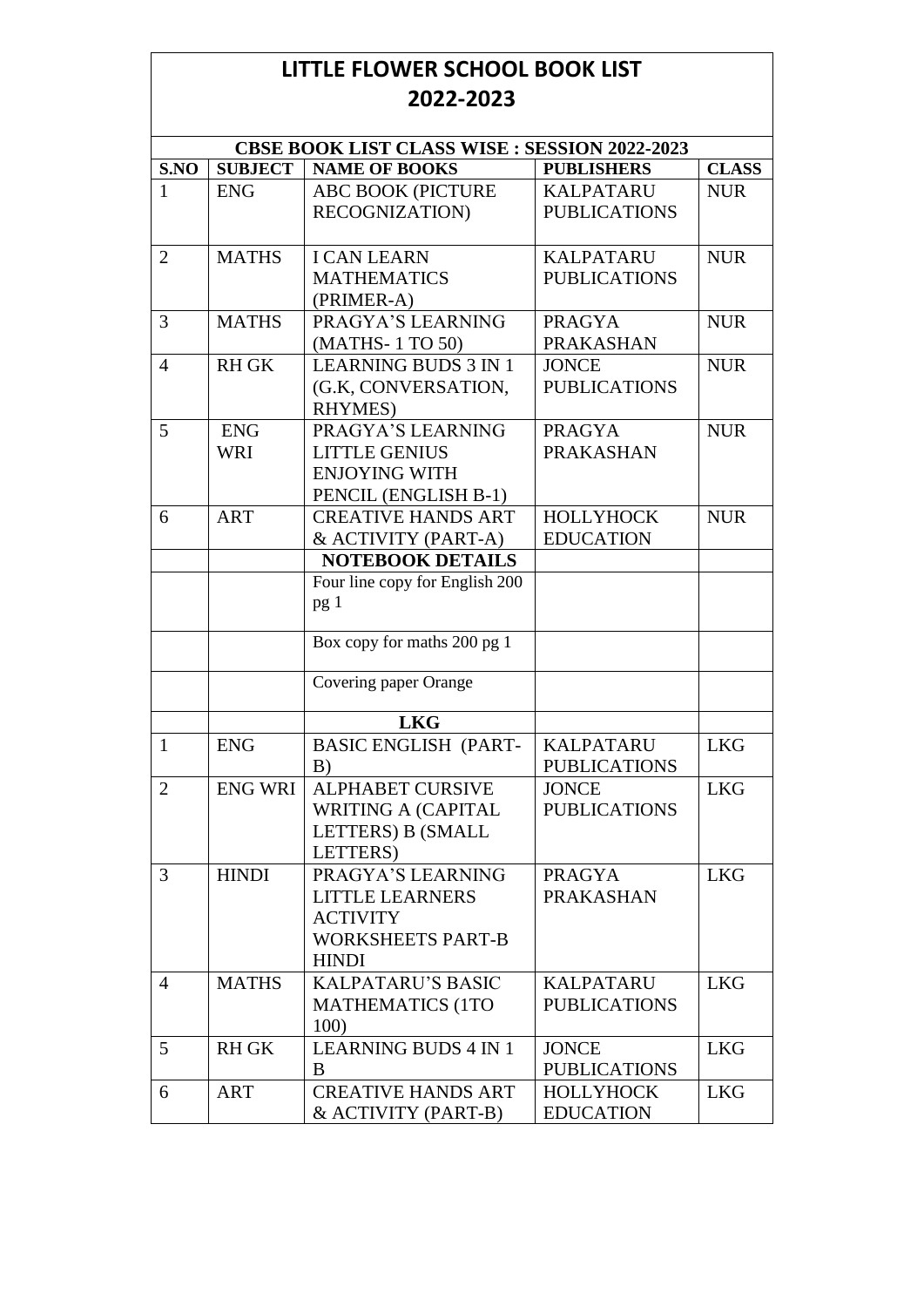# LITTLE FLOWER SCHOOL BOOK LIST 2022-2023

| CBSE BOOK LIST CLASS WISE : SESSION 2022-2023 | | | | |
|---|---|---|---|---|
| **S.NO** | **SUBJECT** | **NAME OF BOOKS** | **PUBLISHERS** | **CLASS** |
| 1 | ENG | ABC BOOK (PICTURE RECOGNIZATION) | KALPATARU PUBLICATIONS | NUR |
| 2 | MATHS | I CAN LEARN MATHEMATICS (PRIMER-A) | KALPATARU PUBLICATIONS | NUR |
| 3 | MATHS | PRAGYA'S LEARNING (MATHS- 1 TO 50) | PRAGYA PRAKASHAN | NUR |
| 4 | RH GK | LEARNING BUDS 3 IN 1 (G.K, CONVERSATION, RHYMES) | JONCE PUBLICATIONS | NUR |
| 5 | ENG WRI | PRAGYA'S LEARNING LITTLE GENIUS ENJOYING WITH PENCIL (ENGLISH B-1) | PRAGYA PRAKASHAN | NUR |
| 6 | ART | CREATIVE HANDS ART & ACTIVITY (PART-A) | HOLLYHOCK EDUCATION | NUR |
| | | **NOTEBOOK DETAILS** | | |
| | | Four line copy for English 200 pg 1 | | |
| | | Box copy for maths 200 pg 1 | | |
| | | Covering paper Orange | | |
| | | **LKG** | | |
| 1 | ENG | BASIC ENGLISH (PART-B) | KALPATARU PUBLICATIONS | LKG |
| 2 | ENG WRI | ALPHABET CURSIVE WRITING A (CAPITAL LETTERS) B (SMALL LETTERS) | JONCE PUBLICATIONS | LKG |
| 3 | HINDI | PRAGYA'S LEARNING LITTLE LEARNERS ACTIVITY WORKSHEETS PART-B HINDI | PRAGYA PRAKASHAN | LKG |
| 4 | MATHS | KALPATARU'S BASIC MATHEMATICS (1TO 100) | KALPATARU PUBLICATIONS | LKG |
| 5 | RH GK | LEARNING BUDS 4 IN 1 B | JONCE PUBLICATIONS | LKG |
| 6 | ART | CREATIVE HANDS ART & ACTIVITY (PART-B) | HOLLYHOCK EDUCATION | LKG |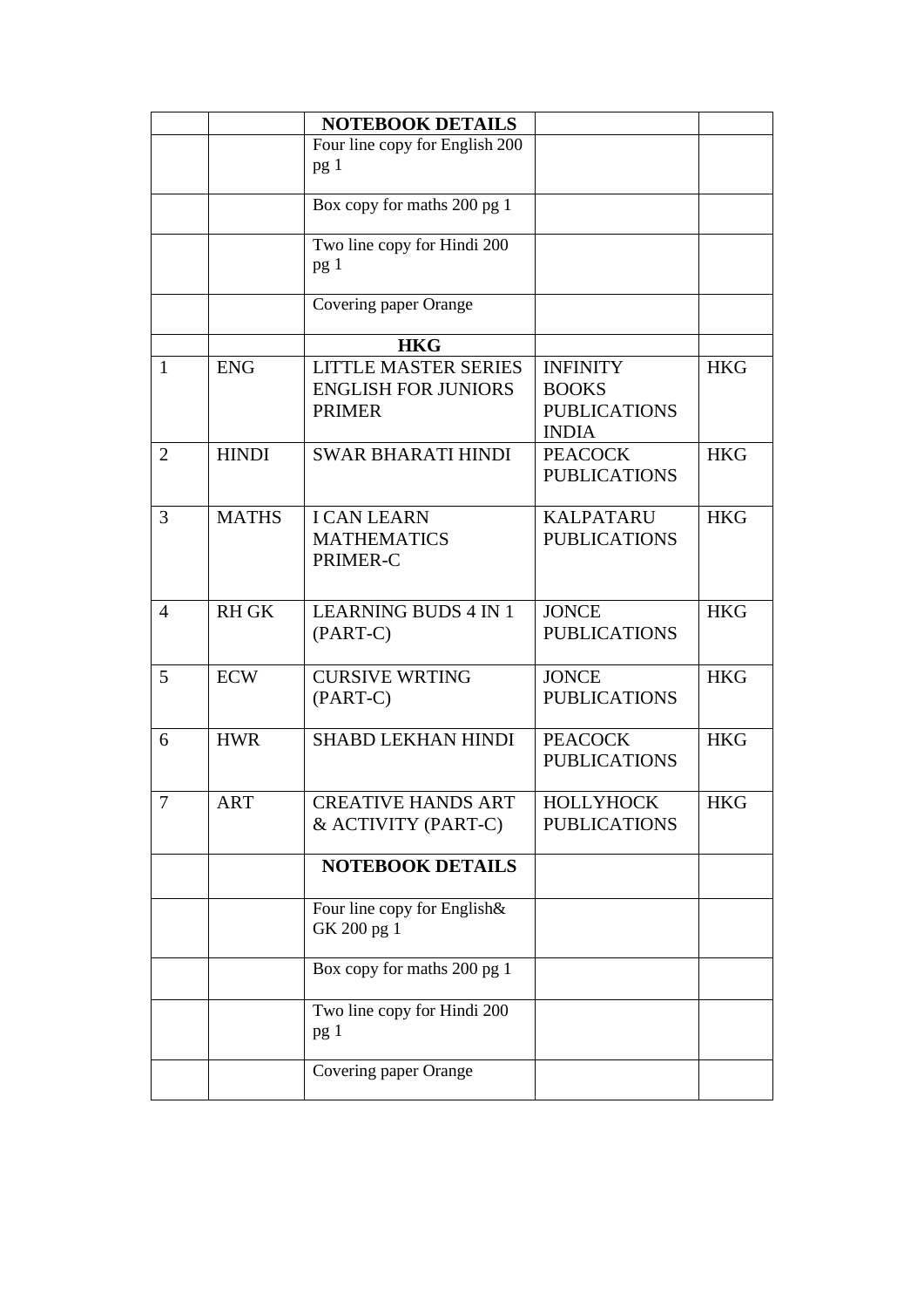| | | NOTEBOOK DETAILS | | |
|---|---|---|---|---|
| | | Four line copy for English 200 pg 1 | | |
| | | Box copy for maths 200 pg 1 | | |
| | | Two line copy for Hindi 200 pg 1 | | |
| | | Covering paper Orange | | |
| | | **HKG** | | |
| 1 | ENG | LITTLE MASTER SERIES ENGLISH FOR JUNIORS PRIMER | INFINITY BOOKS PUBLICATIONS INDIA | HKG |
| 2 | HINDI | SWAR BHARATI HINDI | PEACOCK PUBLICATIONS | HKG |
| 3 | MATHS | I CAN LEARN MATHEMATICS PRIMER-C | KALPATARU PUBLICATIONS | HKG |
| 4 | RH GK | LEARNING BUDS 4 IN 1 (PART-C) | JONCE PUBLICATIONS | HKG |
| 5 | ECW | CURSIVE WRTING (PART-C) | JONCE PUBLICATIONS | HKG |
| 6 | HWR | SHABD LEKHAN HINDI | PEACOCK PUBLICATIONS | HKG |
| 7 | ART | CREATIVE HANDS ART & ACTIVITY (PART-C) | HOLLYHOCK PUBLICATIONS | HKG |
| | | **NOTEBOOK DETAILS** | | |
| | | Four line copy for English& GK 200 pg 1 | | |
| | | Box copy for maths 200 pg 1 | | |
| | | Two line copy for Hindi 200 pg 1 | | |
| | | Covering paper Orange | | |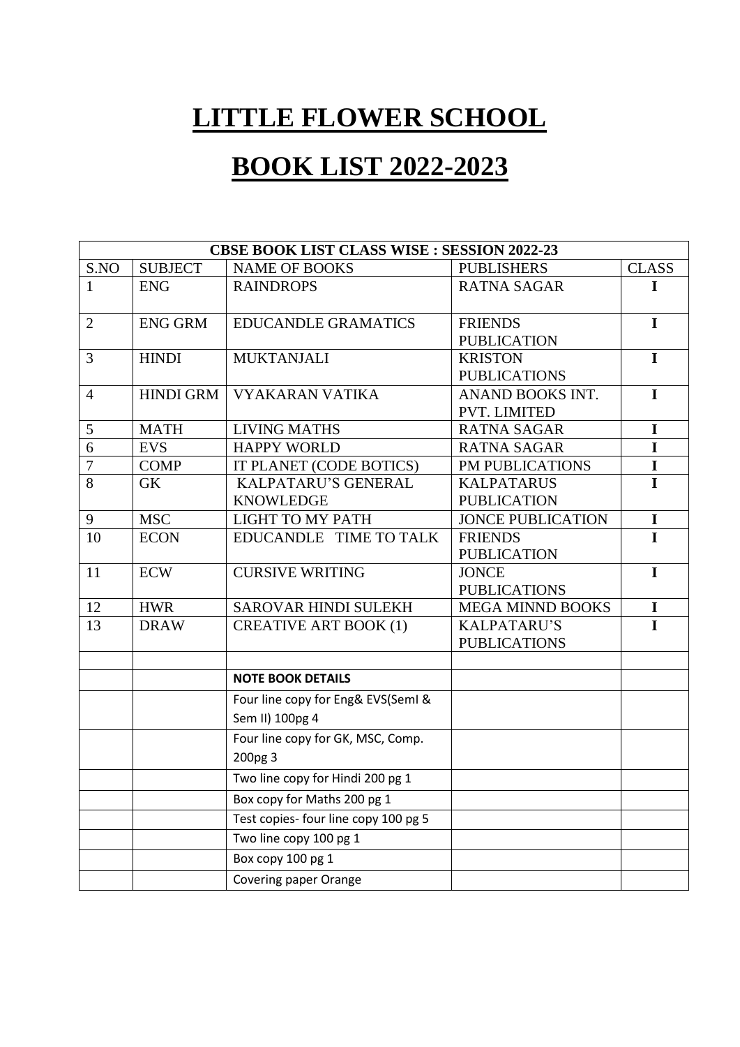# LITTLE FLOWER SCHOOL

# BOOK LIST 2022-2023

| CBSE BOOK LIST CLASS WISE : SESSION 2022-23 | | | | |
|---|---|---|---|---|
| S.NO | SUBJECT | NAME OF BOOKS | PUBLISHERS | CLASS |
| 1 | ENG | RAINDROPS | RATNA SAGAR | I |
| 2 | ENG GRM | EDUCANDLE GRAMATICS | FRIENDS PUBLICATION | I |
| 3 | HINDI | MUKTANJALI | KRISTON PUBLICATIONS | I |
| 4 | HINDI GRM | VYAKARAN VATIKA | ANAND BOOKS INT. PVT. LIMITED | I |
| 5 | MATH | LIVING MATHS | RATNA SAGAR | I |
| 6 | EVS | HAPPY WORLD | RATNA SAGAR | I |
| 7 | COMP | IT PLANET (CODE BOTICS) | PM PUBLICATIONS | I |
| 8 | GK | KALPATARU'S GENERAL KNOWLEDGE | KALPATARUS PUBLICATION | I |
| 9 | MSC | LIGHT TO MY PATH | JONCE PUBLICATION | I |
| 10 | ECON | EDUCANDLE TIME TO TALK | FRIENDS PUBLICATION | I |
| 11 | ECW | CURSIVE WRITING | JONCE PUBLICATIONS | I |
| 12 | HWR | SAROVAR HINDI SULEKH | MEGA MINND BOOKS | I |
| 13 | DRAW | CREATIVE ART BOOK (1) | KALPATARU'S PUBLICATIONS | I |
| | | | | |
| | | **NOTE BOOK DETAILS** | | |
| | | Four line copy for Eng& EVS(SemI & Sem II) 100pg 4 | | |
| | | Four line copy for GK, MSC, Comp. 200pg 3 | | |
| | | Two line copy for Hindi 200 pg 1 | | |
| | | Box copy for Maths 200 pg 1 | | |
| | | Test copies- four line copy 100 pg 5 | | |
| | | Two line copy 100 pg 1 | | |
| | | Box copy 100 pg 1 | | |
| | | Covering paper Orange | | |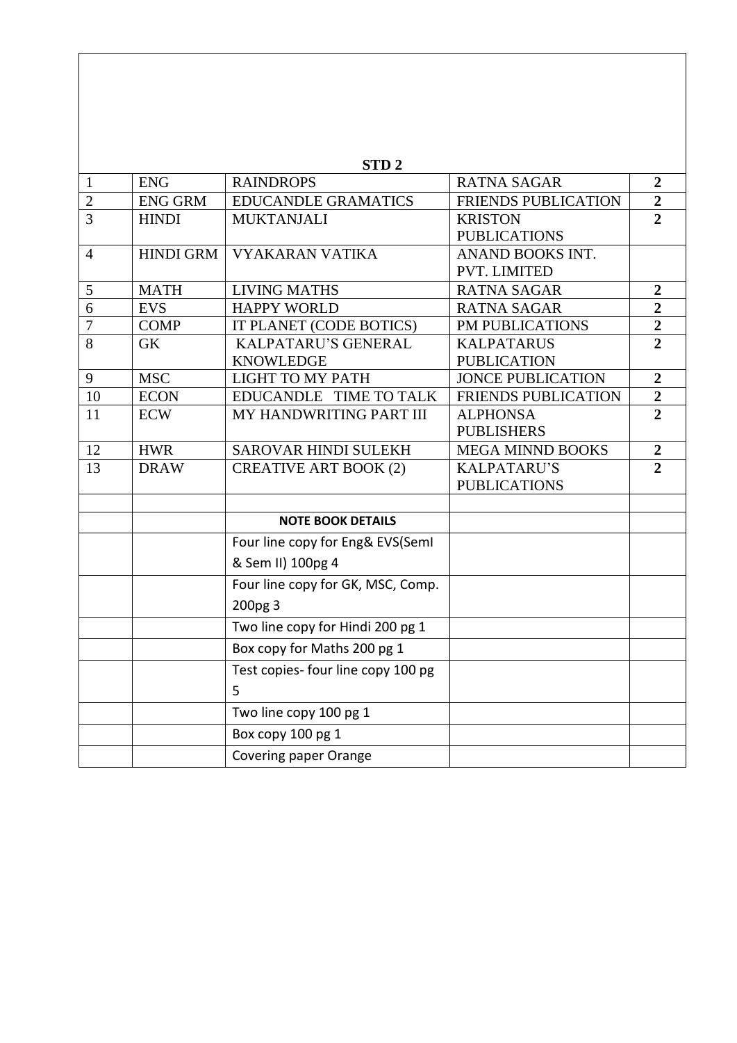| STD 2 | | | | |
|---|---|---|---|---|
| 1 | ENG | RAINDROPS | RATNA SAGAR | **2** |
| 2 | ENG GRM | EDUCANDLE GRAMATICS | FRIENDS PUBLICATION | **2** |
| 3 | HINDI | MUKTANJALI | KRISTON PUBLICATIONS | **2** |
| 4 | HINDI GRM | VYAKARAN VATIKA | ANAND BOOKS INT. PVT. LIMITED | |
| 5 | MATH | LIVING MATHS | RATNA SAGAR | **2** |
| 6 | EVS | HAPPY WORLD | RATNA SAGAR | **2** |
| 7 | COMP | IT PLANET (CODE BOTICS) | PM PUBLICATIONS | **2** |
| 8 | GK | KALPATARU'S GENERAL KNOWLEDGE | KALPATARUS PUBLICATION | **2** |
| 9 | MSC | LIGHT TO MY PATH | JONCE PUBLICATION | **2** |
| 10 | ECON | EDUCANDLE TIME TO TALK | FRIENDS PUBLICATION | **2** |
| 11 | ECW | MY HANDWRITING PART III | ALPHONSA PUBLISHERS | **2** |
| 12 | HWR | SAROVAR HINDI SULEKH | MEGA MINND BOOKS | **2** |
| 13 | DRAW | CREATIVE ART BOOK (2) | KALPATARU'S PUBLICATIONS | **2** |
| | | | | |
| | | **NOTE BOOK DETAILS** | | |
| | | Four line copy for Eng& EVS(SemI & Sem II) 100pg 4 | | |
| | | Four line copy for GK, MSC, Comp. 200pg 3 | | |
| | | Two line copy for Hindi 200 pg 1 | | |
| | | Box copy for Maths 200 pg 1 | | |
| | | Test copies- four line copy 100 pg 5 | | |
| | | Two line copy 100 pg 1 | | |
| | | Box copy 100 pg 1 | | |
| | | Covering paper Orange | | |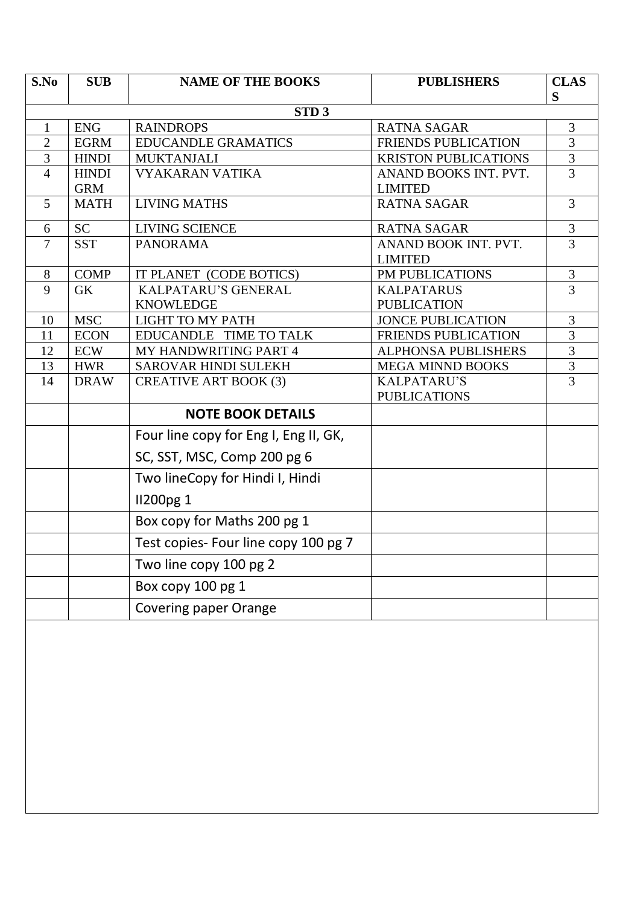| S.No | SUB | NAME OF THE BOOKS | PUBLISHERS | CLASS |
|---|---|---|---|---|
| | | **STD 3** | | |
| 1 | ENG | RAINDROPS | RATNA SAGAR | 3 |
| 2 | EGRM | EDUCANDLE GRAMATICS | FRIENDS PUBLICATION | 3 |
| 3 | HINDI | MUKTANJALI | KRISTON PUBLICATIONS | 3 |
| 4 | HINDI GRM | VYAKARAN VATIKA | ANAND BOOKS INT. PVT. LIMITED | 3 |
| 5 | MATH | LIVING MATHS | RATNA SAGAR | 3 |
| 6 | SC | LIVING SCIENCE | RATNA SAGAR | 3 |
| 7 | SST | PANORAMA | ANAND BOOK INT. PVT. LIMITED | 3 |
| 8 | COMP | IT PLANET (CODE BOTICS) | PM PUBLICATIONS | 3 |
| 9 | GK | KALPATARU'S GENERAL KNOWLEDGE | KALPATARUS PUBLICATION | 3 |
| 10 | MSC | LIGHT TO MY PATH | JONCE PUBLICATION | 3 |
| 11 | ECON | EDUCANDLE TIME TO TALK | FRIENDS PUBLICATION | 3 |
| 12 | ECW | MY HANDWRITING PART 4 | ALPHONSA PUBLISHERS | 3 |
| 13 | HWR | SAROVAR HINDI SULEKH | MEGA MINND BOOKS | 3 |
| 14 | DRAW | CREATIVE ART BOOK (3) | KALPATARU'S PUBLICATIONS | 3 |
| | | **NOTE BOOK DETAILS** | | |
| | | Four line copy for Eng I, Eng II, GK, SC, SST, MSC, Comp 200 pg 6 | | |
| | | Two lineCopy for Hindi I, Hindi II200pg 1 | | |
| | | Box copy for Maths 200 pg 1 | | |
| | | Test copies- Four line copy 100 pg 7 | | |
| | | Two line copy 100 pg 2 | | |
| | | Box copy 100 pg 1 | | |
| | | Covering paper Orange | | |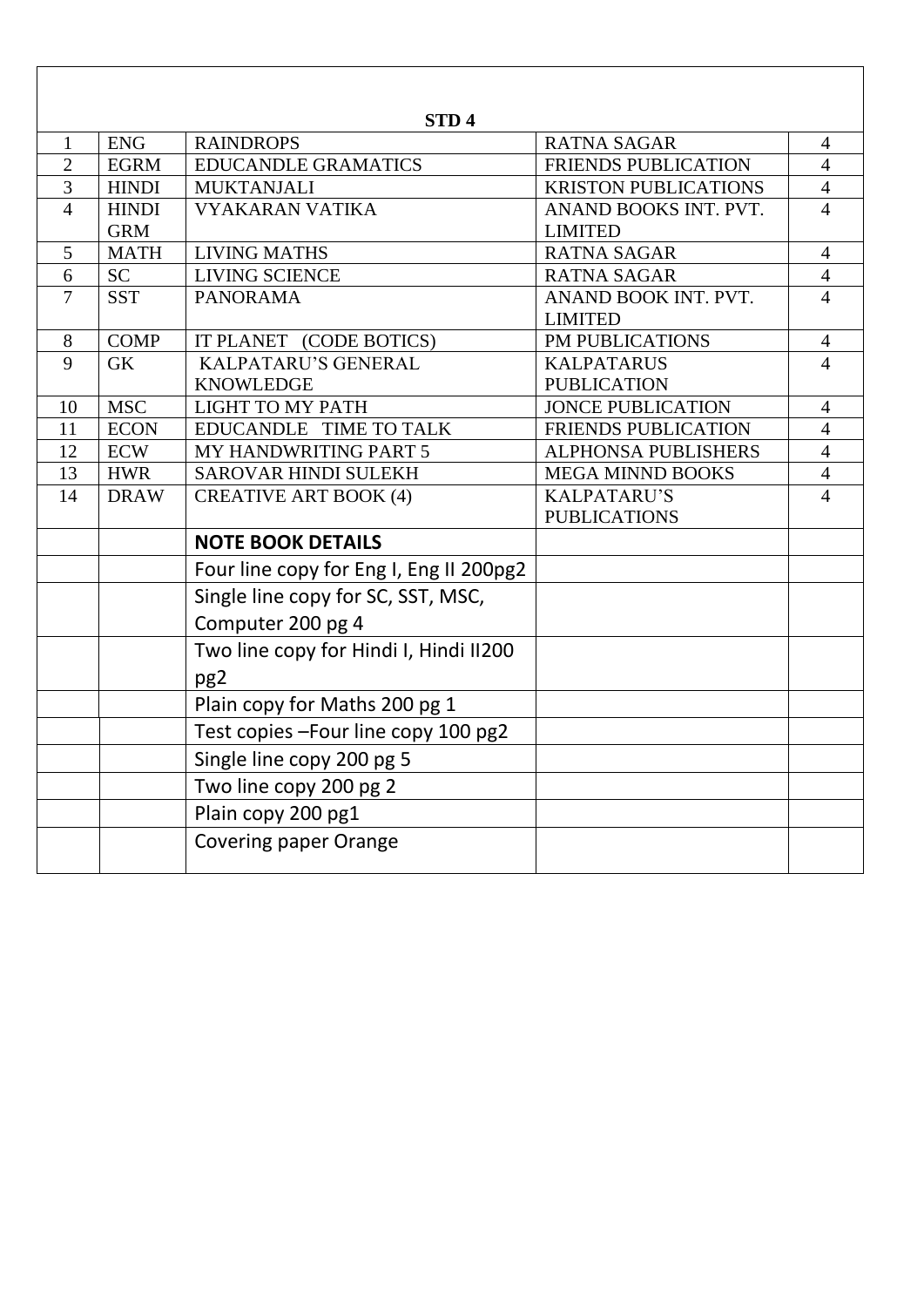| STD 4 | | | | |
|---|---|---|---|---|
| 1 | ENG | RAINDROPS | RATNA SAGAR | 4 |
| 2 | EGRM | EDUCANDLE GRAMATICS | FRIENDS PUBLICATION | 4 |
| 3 | HINDI | MUKTANJALI | KRISTON PUBLICATIONS | 4 |
| 4 | HINDI GRM | VYAKARAN VATIKA | ANAND BOOKS INT. PVT. LIMITED | 4 |
| 5 | MATH | LIVING MATHS | RATNA SAGAR | 4 |
| 6 | SC | LIVING SCIENCE | RATNA SAGAR | 4 |
| 7 | SST | PANORAMA | ANAND BOOK INT. PVT. LIMITED | 4 |
| 8 | COMP | IT PLANET (CODE BOTICS) | PM PUBLICATIONS | 4 |
| 9 | GK | KALPATARU'S GENERAL KNOWLEDGE | KALPATARUS PUBLICATION | 4 |
| 10 | MSC | LIGHT TO MY PATH | JONCE PUBLICATION | 4 |
| 11 | ECON | EDUCANDLE TIME TO TALK | FRIENDS PUBLICATION | 4 |
| 12 | ECW | MY HANDWRITING PART 5 | ALPHONSA PUBLISHERS | 4 |
| 13 | HWR | SAROVAR HINDI SULEKH | MEGA MINND BOOKS | 4 |
| 14 | DRAW | CREATIVE ART BOOK (4) | KALPATARU'S PUBLICATIONS | 4 |
| | | **NOTE BOOK DETAILS** | | |
| | | Four line copy for Eng I, Eng II 200pg2 | | |
| | | Single line copy for SC, SST, MSC, Computer 200 pg 4 | | |
| | | Two line copy for Hindi I, Hindi II200 pg2 | | |
| | | Plain copy for Maths 200 pg 1 | | |
| | | Test copies –Four line copy 100 pg2 | | |
| | | Single line copy 200 pg 5 | | |
| | | Two line copy 200 pg 2 | | |
| | | Plain copy 200 pg1 | | |
| | | Covering paper Orange | | |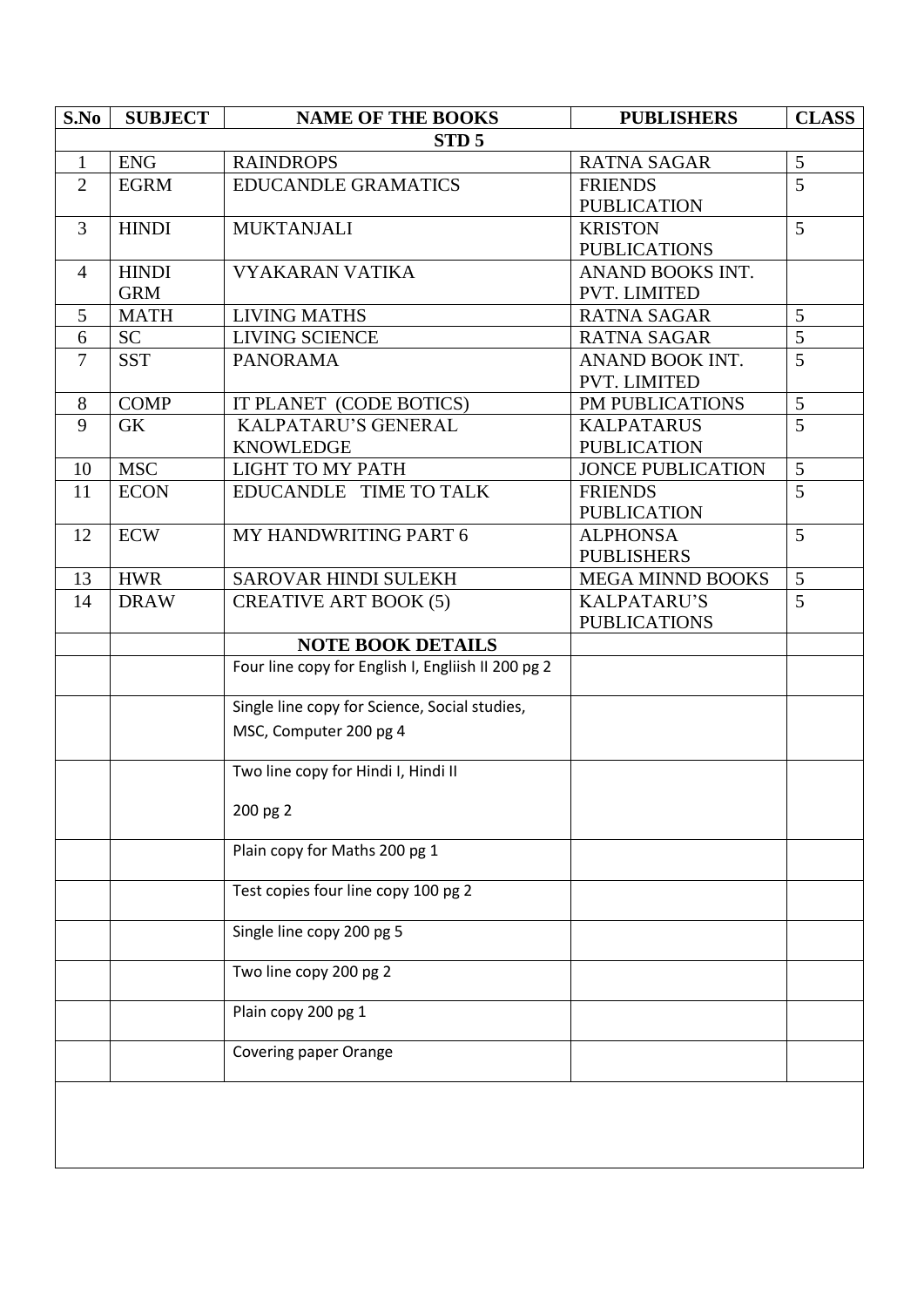| S.No | SUBJECT | NAME OF THE BOOKS | PUBLISHERS | CLASS |
|---|---|---|---|---|
| | | **STD 5** | | |
| 1 | ENG | RAINDROPS | RATNA SAGAR | 5 |
| 2 | EGRM | EDUCANDLE GRAMATICS | FRIENDS PUBLICATION | 5 |
| 3 | HINDI | MUKTANJALI | KRISTON PUBLICATIONS | 5 |
| 4 | HINDI GRM | VYAKARAN VATIKA | ANAND BOOKS INT. PVT. LIMITED | |
| 5 | MATH | LIVING MATHS | RATNA SAGAR | 5 |
| 6 | SC | LIVING SCIENCE | RATNA SAGAR | 5 |
| 7 | SST | PANORAMA | ANAND BOOK INT. PVT. LIMITED | 5 |
| 8 | COMP | IT PLANET (CODE BOTICS) | PM PUBLICATIONS | 5 |
| 9 | GK | KALPATARU'S GENERAL KNOWLEDGE | KALPATARUS PUBLICATION | 5 |
| 10 | MSC | LIGHT TO MY PATH | JONCE PUBLICATION | 5 |
| 11 | ECON | EDUCANDLE TIME TO TALK | FRIENDS PUBLICATION | 5 |
| 12 | ECW | MY HANDWRITING PART 6 | ALPHONSA PUBLISHERS | 5 |
| 13 | HWR | SAROVAR HINDI SULEKH | MEGA MINND BOOKS | 5 |
| 14 | DRAW | CREATIVE ART BOOK (5) | KALPATARU'S PUBLICATIONS | 5 |
| | | **NOTE BOOK DETAILS** | | |
| | | Four line copy for English I, Engliish II 200 pg 2 | | |
| | | Single line copy for Science, Social studies, MSC, Computer 200 pg 4 | | |
| | | Two line copy for Hindi I, Hindi II 200 pg 2 | | |
| | | Plain copy for Maths 200 pg 1 | | |
| | | Test copies four line copy 100 pg 2 | | |
| | | Single line copy 200 pg 5 | | |
| | | Two line copy 200 pg 2 | | |
| | | Plain copy 200 pg 1 | | |
| | | Covering paper Orange | | |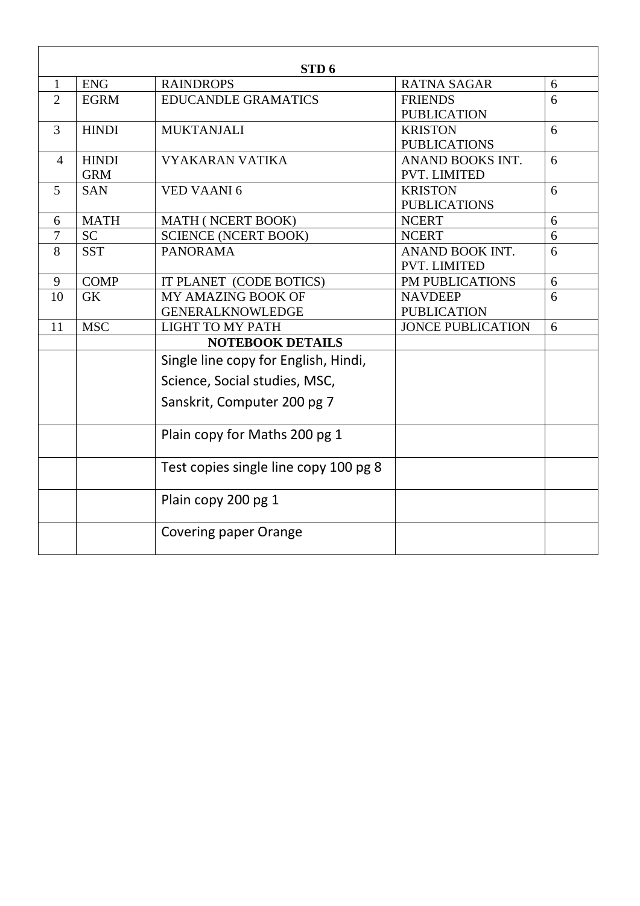| STD 6 | | | | |
|---|---|---|---|---|
| 1 | ENG | RAINDROPS | RATNA SAGAR | 6 |
| 2 | EGRM | EDUCANDLE GRAMATICS | FRIENDS PUBLICATION | 6 |
| 3 | HINDI | MUKTANJALI | KRISTON PUBLICATIONS | 6 |
| 4 | HINDI GRM | VYAKARAN VATIKA | ANAND BOOKS INT. PVT. LIMITED | 6 |
| 5 | SAN | VED VAANI 6 | KRISTON PUBLICATIONS | 6 |
| 6 | MATH | MATH ( NCERT BOOK) | NCERT | 6 |
| 7 | SC | SCIENCE (NCERT BOOK) | NCERT | 6 |
| 8 | SST | PANORAMA | ANAND BOOK INT. PVT. LIMITED | 6 |
| 9 | COMP | IT PLANET (CODE BOTICS) | PM PUBLICATIONS | 6 |
| 10 | GK | MY AMAZING BOOK OF GENERALKNOWLEDGE | NAVDEEP PUBLICATION | 6 |
| 11 | MSC | LIGHT TO MY PATH | JONCE PUBLICATION | 6 |
| | | **NOTEBOOK DETAILS** | | |
| | | Single line copy for English, Hindi, Science, Social studies, MSC, Sanskrit, Computer 200 pg 7 | | |
| | | Plain copy for Maths 200 pg 1 | | |
| | | Test copies single line copy 100 pg 8 | | |
| | | Plain copy 200 pg 1 | | |
| | | Covering paper Orange | | |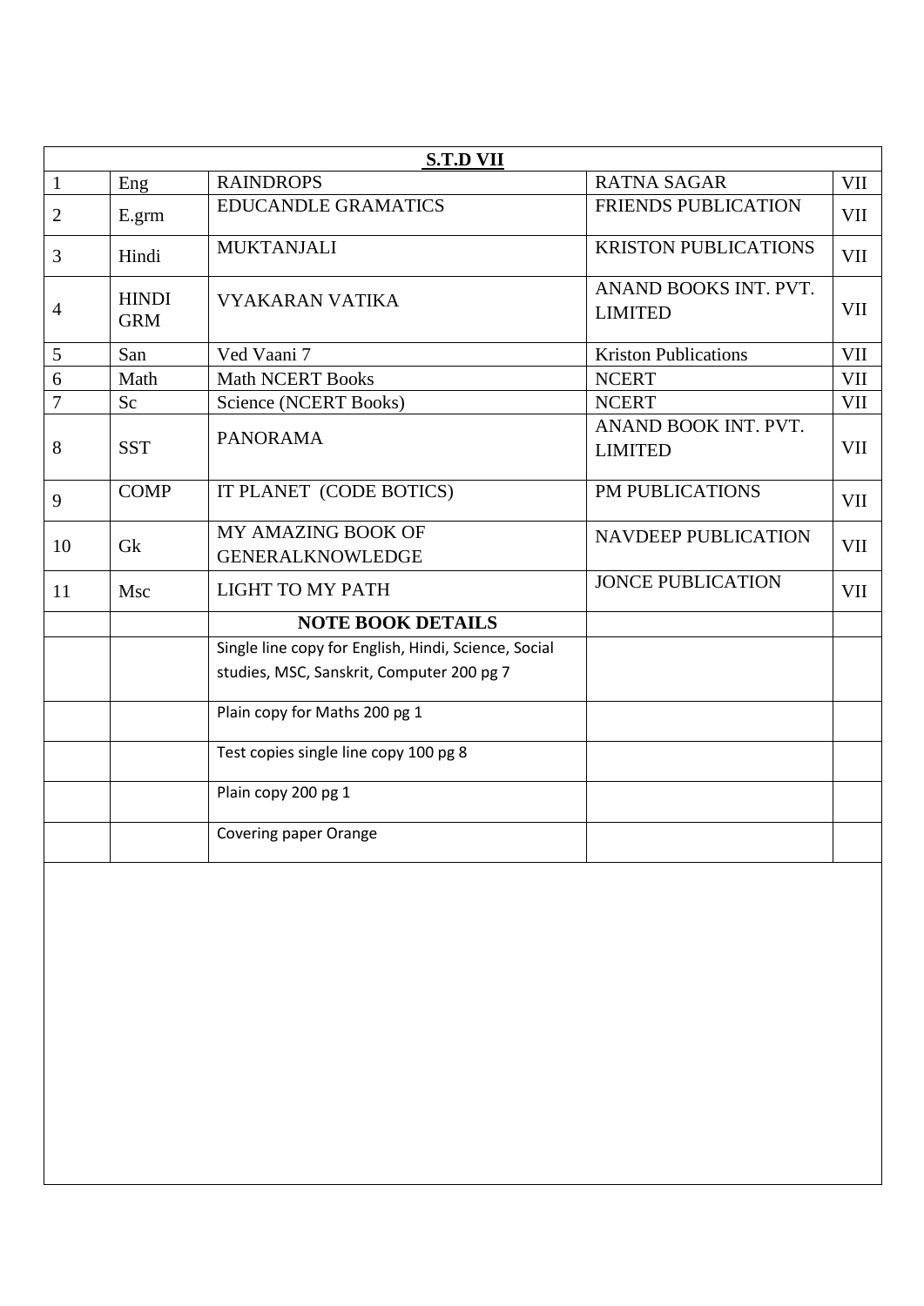| **S.T.D VII** | | | | |
|---|---|---|---|---|
| 1 | Eng | RAINDROPS | RATNA SAGAR | VII |
| 2 | E.grm | EDUCANDLE GRAMATICS | FRIENDS PUBLICATION | VII |
| 3 | Hindi | MUKTANJALI | KRISTON PUBLICATIONS | VII |
| 4 | HINDI GRM | VYAKARAN VATIKA | ANAND BOOKS INT. PVT. LIMITED | VII |
| 5 | San | Ved Vaani 7 | Kriston Publications | VII |
| 6 | Math | Math NCERT Books | NCERT | VII |
| 7 | Sc | Science (NCERT Books) | NCERT | VII |
| 8 | SST | PANORAMA | ANAND BOOK INT. PVT. LIMITED | VII |
| 9 | COMP | IT PLANET (CODE BOTICS) | PM PUBLICATIONS | VII |
| 10 | Gk | MY AMAZING BOOK OF GENERALKNOWLEDGE | NAVDEEP PUBLICATION | VII |
| 11 | Msc | LIGHT TO MY PATH | JONCE PUBLICATION | VII |
| | | **NOTE BOOK DETAILS** | | |
| | | Single line copy for English, Hindi, Science, Social studies, MSC, Sanskrit, Computer 200 pg 7 | | |
| | | Plain copy for Maths 200 pg 1 | | |
| | | Test copies single line copy 100 pg 8 | | |
| | | Plain copy 200 pg 1 | | |
| | | Covering paper Orange | | |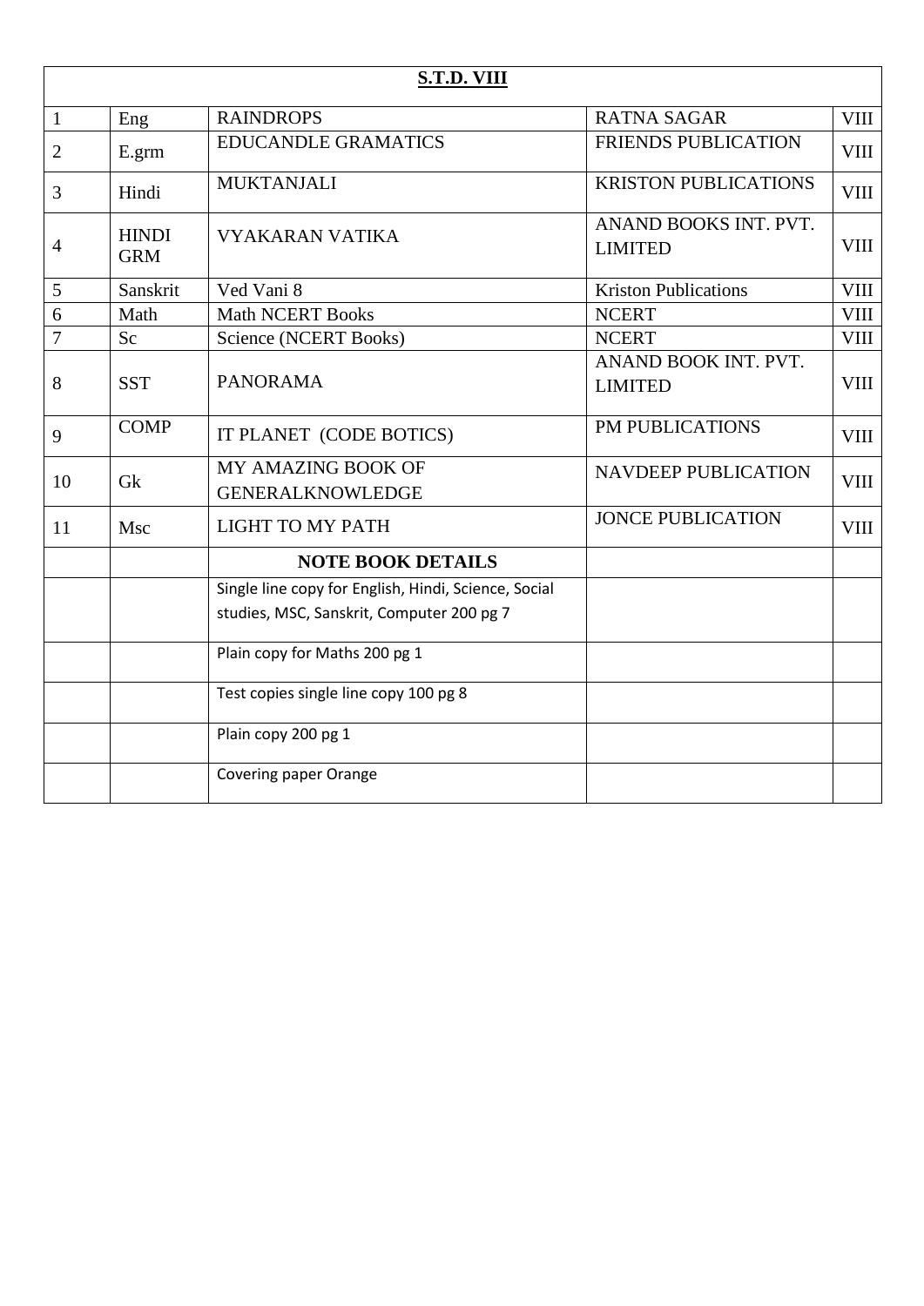| **S.T.D. VIII** | | | | |
|---|---|---|---|---|
| 1 | Eng | RAINDROPS | RATNA SAGAR | VIII |
| 2 | E.grm | EDUCANDLE GRAMATICS | FRIENDS PUBLICATION | VIII |
| 3 | Hindi | MUKTANJALI | KRISTON PUBLICATIONS | VIII |
| 4 | HINDI GRM | VYAKARAN VATIKA | ANAND BOOKS INT. PVT. LIMITED | VIII |
| 5 | Sanskrit | Ved Vani 8 | Kriston Publications | VIII |
| 6 | Math | Math NCERT Books | NCERT | VIII |
| 7 | Sc | Science (NCERT Books) | NCERT | VIII |
| 8 | SST | PANORAMA | ANAND BOOK INT. PVT. LIMITED | VIII |
| 9 | COMP | IT PLANET (CODE BOTICS) | PM PUBLICATIONS | VIII |
| 10 | Gk | MY AMAZING BOOK OF GENERALKNOWLEDGE | NAVDEEP PUBLICATION | VIII |
| 11 | Msc | LIGHT TO MY PATH | JONCE PUBLICATION | VIII |
| | | **NOTE BOOK DETAILS** | | |
| | | Single line copy for English, Hindi, Science, Social studies, MSC, Sanskrit, Computer 200 pg 7 | | |
| | | Plain copy for Maths 200 pg 1 | | |
| | | Test copies single line copy 100 pg 8 | | |
| | | Plain copy 200 pg 1 | | |
| | | Covering paper Orange | | |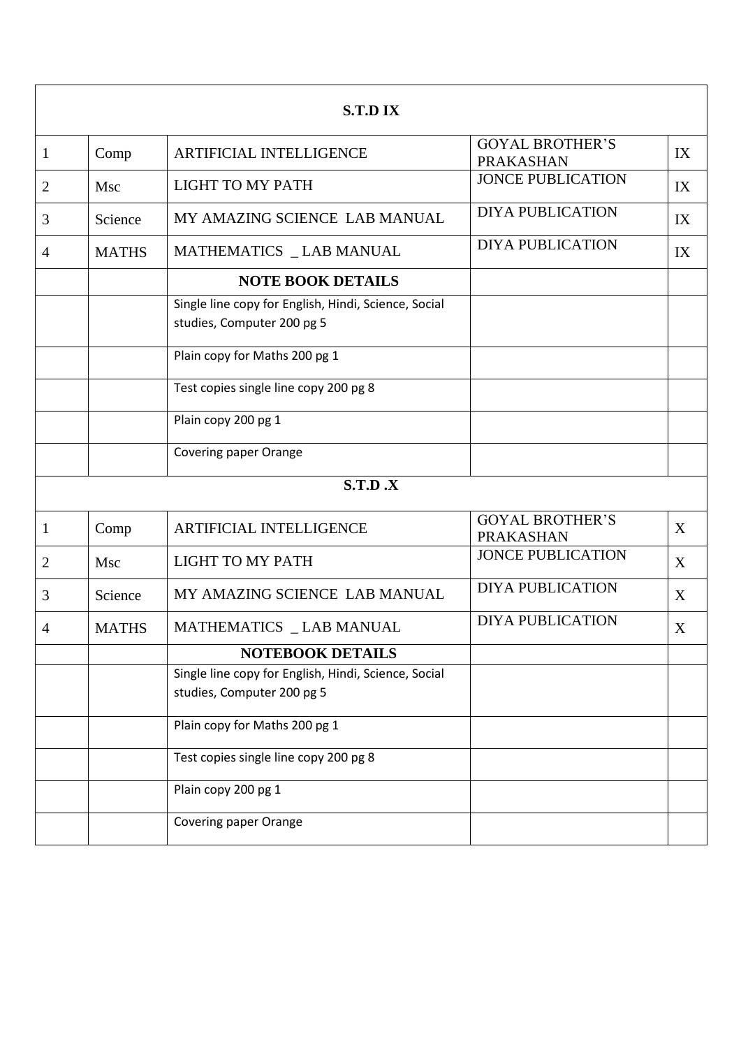| | | | | |
|---|---|---|---|---|
| **S.T.D IX** | | | | |
| 1 | Comp | ARTIFICIAL INTELLIGENCE | GOYAL BROTHER'S PRAKASHAN | IX |
| 2 | Msc | LIGHT TO MY PATH | JONCE PUBLICATION | IX |
| 3 | Science | MY AMAZING SCIENCE LAB MANUAL | DIYA PUBLICATION | IX |
| 4 | MATHS | MATHEMATICS _ LAB MANUAL | DIYA PUBLICATION | IX |
| | | **NOTE BOOK DETAILS** | | |
| | | Single line copy for English, Hindi, Science, Social studies, Computer 200 pg 5 | | |
| | | Plain copy for Maths 200 pg 1 | | |
| | | Test copies single line copy 200 pg 8 | | |
| | | Plain copy 200 pg 1 | | |
| | | Covering paper Orange | | |
| **S.T.D .X** | | | | |
| 1 | Comp | ARTIFICIAL INTELLIGENCE | GOYAL BROTHER'S PRAKASHAN | X |
| 2 | Msc | LIGHT TO MY PATH | JONCE PUBLICATION | X |
| 3 | Science | MY AMAZING SCIENCE LAB MANUAL | DIYA PUBLICATION | X |
| 4 | MATHS | MATHEMATICS _ LAB MANUAL | DIYA PUBLICATION | X |
| | | **NOTEBOOK DETAILS** | | |
| | | Single line copy for English, Hindi, Science, Social studies, Computer 200 pg 5 | | |
| | | Plain copy for Maths 200 pg 1 | | |
| | | Test copies single line copy 200 pg 8 | | |
| | | Plain copy 200 pg 1 | | |
| | | Covering paper Orange | | |